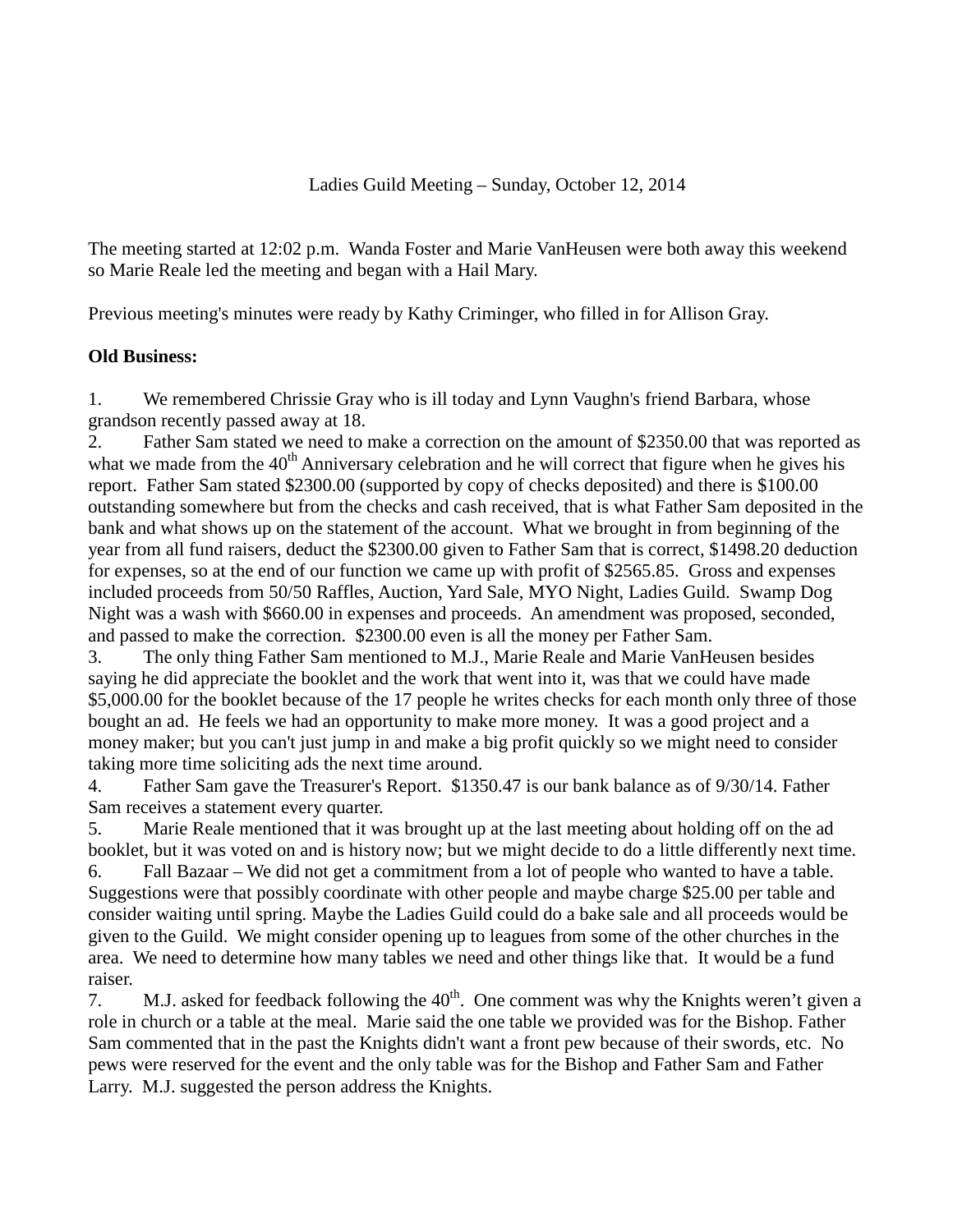Ladies Guild Meeting – Sunday, October 12, 2014

The meeting started at 12:02 p.m. Wanda Foster and Marie VanHeusen were both away this weekend so Marie Reale led the meeting and began with a Hail Mary.

Previous meeting's minutes were ready by Kathy Criminger, who filled in for Allison Gray.

**Old Business:**

1. We remembered Chrissie Gray who is ill today and Lynn Vaughn's friend Barbara, whose grandson recently passed away at 18.
2. Father Sam stated we need to make a correction on the amount of $2350.00 that was reported as what we made from the 40th Anniversary celebration and he will correct that figure when he gives his report. Father Sam stated $2300.00 (supported by copy of checks deposited) and there is $100.00 outstanding somewhere but from the checks and cash received, that is what Father Sam deposited in the bank and what shows up on the statement of the account. What we brought in from beginning of the year from all fund raisers, deduct the $2300.00 given to Father Sam that is correct, $1498.20 deduction for expenses, so at the end of our function we came up with profit of $2565.85. Gross and expenses included proceeds from 50/50 Raffles, Auction, Yard Sale, MYO Night, Ladies Guild. Swamp Dog Night was a wash with $660.00 in expenses and proceeds. An amendment was proposed, seconded, and passed to make the correction. $2300.00 even is all the money per Father Sam.
3. The only thing Father Sam mentioned to M.J., Marie Reale and Marie VanHeusen besides saying he did appreciate the booklet and the work that went into it, was that we could have made $5,000.00 for the booklet because of the 17 people he writes checks for each month only three of those bought an ad. He feels we had an opportunity to make more money. It was a good project and a money maker; but you can't just jump in and make a big profit quickly so we might need to consider taking more time soliciting ads the next time around.
4. Father Sam gave the Treasurer's Report. $1350.47 is our bank balance as of 9/30/14. Father Sam receives a statement every quarter.
5. Marie Reale mentioned that it was brought up at the last meeting about holding off on the ad booklet, but it was voted on and is history now; but we might decide to do a little differently next time.
6. Fall Bazaar – We did not get a commitment from a lot of people who wanted to have a table. Suggestions were that possibly coordinate with other people and maybe charge $25.00 per table and consider waiting until spring. Maybe the Ladies Guild could do a bake sale and all proceeds would be given to the Guild. We might consider opening up to leagues from some of the other churches in the area. We need to determine how many tables we need and other things like that. It would be a fund raiser.
7. M.J. asked for feedback following the 40th. One comment was why the Knights weren't given a role in church or a table at the meal. Marie said the one table we provided was for the Bishop. Father Sam commented that in the past the Knights didn't want a front pew because of their swords, etc. No pews were reserved for the event and the only table was for the Bishop and Father Sam and Father Larry. M.J. suggested the person address the Knights.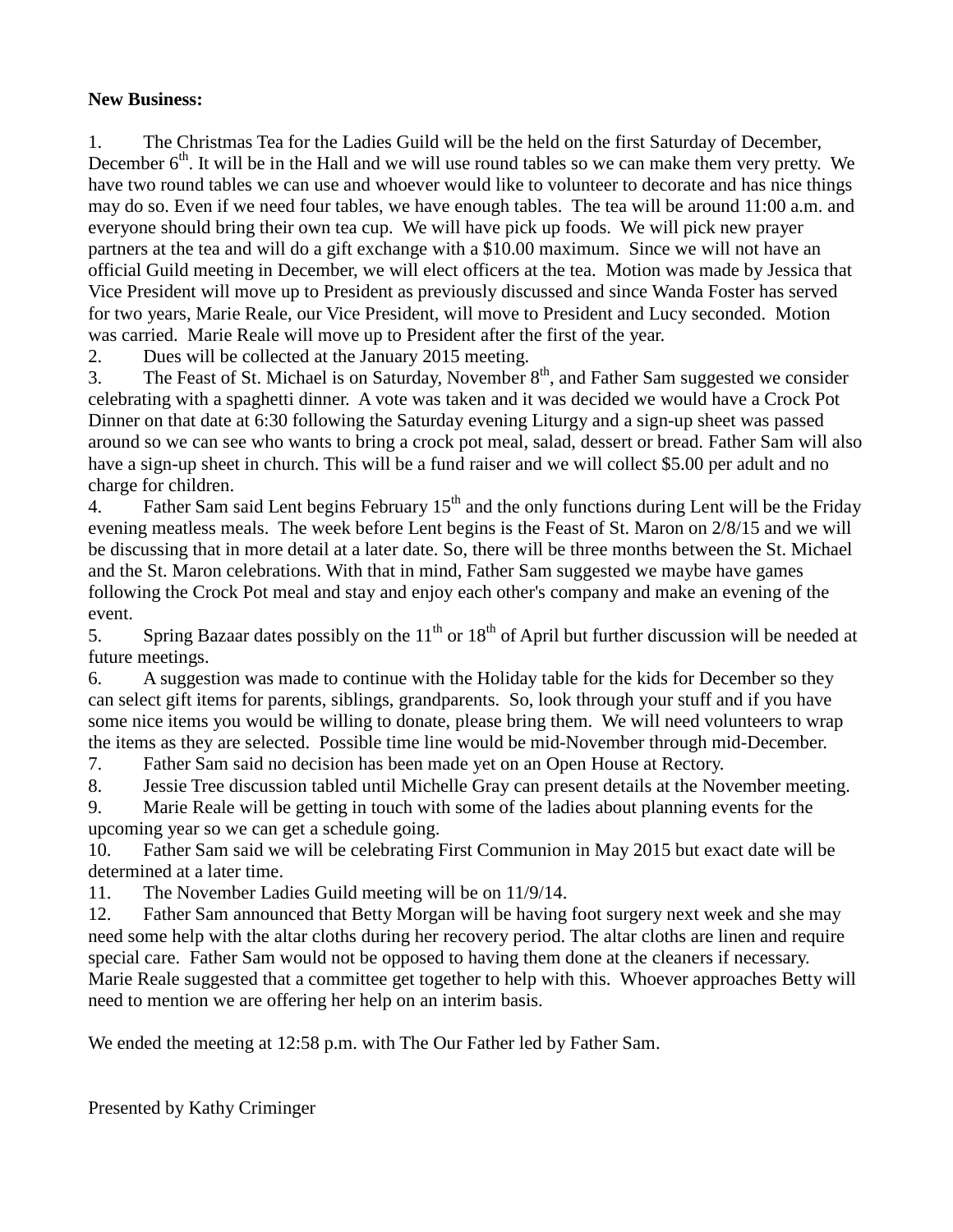**New Business:**

1. The Christmas Tea for the Ladies Guild will be the held on the first Saturday of December, December 6th. It will be in the Hall and we will use round tables so we can make them very pretty. We have two round tables we can use and whoever would like to volunteer to decorate and has nice things may do so. Even if we need four tables, we have enough tables. The tea will be around 11:00 a.m. and everyone should bring their own tea cup. We will have pick up foods. We will pick new prayer partners at the tea and will do a gift exchange with a $10.00 maximum. Since we will not have an official Guild meeting in December, we will elect officers at the tea. Motion was made by Jessica that Vice President will move up to President as previously discussed and since Wanda Foster has served for two years, Marie Reale, our Vice President, will move to President and Lucy seconded. Motion was carried. Marie Reale will move up to President after the first of the year.
2. Dues will be collected at the January 2015 meeting.
3. The Feast of St. Michael is on Saturday, November 8th, and Father Sam suggested we consider celebrating with a spaghetti dinner. A vote was taken and it was decided we would have a Crock Pot Dinner on that date at 6:30 following the Saturday evening Liturgy and a sign-up sheet was passed around so we can see who wants to bring a crock pot meal, salad, dessert or bread. Father Sam will also have a sign-up sheet in church. This will be a fund raiser and we will collect $5.00 per adult and no charge for children.
4. Father Sam said Lent begins February 15th and the only functions during Lent will be the Friday evening meatless meals. The week before Lent begins is the Feast of St. Maron on 2/8/15 and we will be discussing that in more detail at a later date. So, there will be three months between the St. Michael and the St. Maron celebrations. With that in mind, Father Sam suggested we maybe have games following the Crock Pot meal and stay and enjoy each other's company and make an evening of the event.
5. Spring Bazaar dates possibly on the 11th or 18th of April but further discussion will be needed at future meetings.
6. A suggestion was made to continue with the Holiday table for the kids for December so they can select gift items for parents, siblings, grandparents. So, look through your stuff and if you have some nice items you would be willing to donate, please bring them. We will need volunteers to wrap the items as they are selected. Possible time line would be mid-November through mid-December.
7. Father Sam said no decision has been made yet on an Open House at Rectory.
8. Jessie Tree discussion tabled until Michelle Gray can present details at the November meeting.
9. Marie Reale will be getting in touch with some of the ladies about planning events for the upcoming year so we can get a schedule going.
10. Father Sam said we will be celebrating First Communion in May 2015 but exact date will be determined at a later time.
11. The November Ladies Guild meeting will be on 11/9/14.
12. Father Sam announced that Betty Morgan will be having foot surgery next week and she may need some help with the altar cloths during her recovery period. The altar cloths are linen and require special care. Father Sam would not be opposed to having them done at the cleaners if necessary. Marie Reale suggested that a committee get together to help with this. Whoever approaches Betty will need to mention we are offering her help on an interim basis.

We ended the meeting at 12:58 p.m. with The Our Father led by Father Sam.

Presented by Kathy Criminger